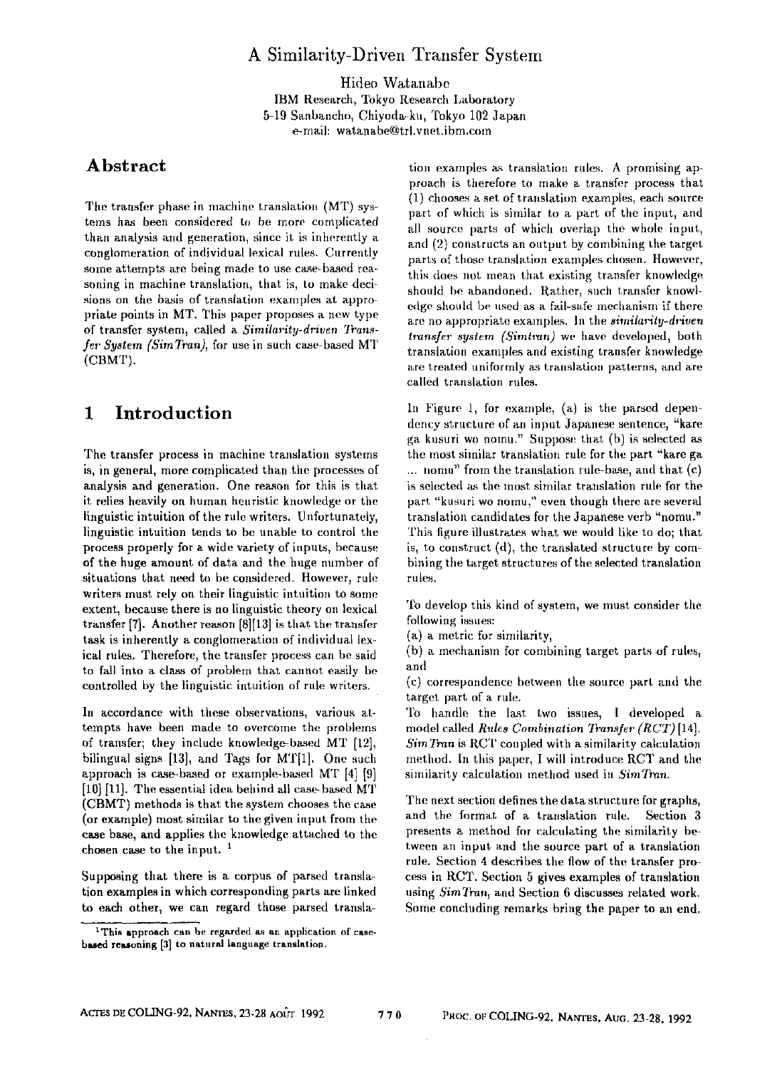# A Similarity-Driven Transfer System

Hideo Watanabe
IBM Research, Tokyo Research Laboratory
5-19 Sanbancho, Chiyoda-ku, Tokyo 102 Japan
e-mail: watanabe@trl.vnet.ibm.com

## Abstract

The transfer phase in machine translation (MT) systems has been considered to be more complicated than analysis and generation, since it is inherently a conglomeration of individual lexical rules. Currently some attempts are being made to use case-based reasoning in machine translation, that is, to make decisions on the basis of translation examples at appropriate points in MT. This paper proposes a new type of transfer system, called a *Similarity-driven Transfer System (SimTran)*, for use in such case-based MT (CBMT).

## 1 Introduction

The transfer process in machine translation systems is, in general, more complicated than the processes of analysis and generation. One reason for this is that it relies heavily on human heuristic knowledge or the linguistic intuition of the rule writers. Unfortunately, linguistic intuition tends to be unable to control the process properly for a wide variety of inputs, because of the huge amount of data and the huge number of situations that need to be considered. However, rule writers must rely on their linguistic intuition to some extent, because there is no linguistic theory on lexical transfer [7]. Another reason [8][13] is that the transfer task is inherently a conglomeration of individual lexical rules. Therefore, the transfer process can be said to fall into a class of problem that cannot easily be controlled by the linguistic intuition of rule writers.

In accordance with these observations, various attempts have been made to overcome the problems of transfer; they include knowledge-based MT [12], bilingual signs [13], and Tags for MT[1]. One such approach is case-based or example-based MT [4] [9] [10] [11]. The essential idea behind all case-based MT (CBMT) methods is that the system chooses the case (or example) most similar to the given input from the case base, and applies the knowledge attached to the chosen case to the input. [1]

Supposing that there is a corpus of parsed translation examples in which corresponding parts are linked to each other, we can regard those parsed translation examples as translation rules. A promising approach is therefore to make a transfer process that (1) chooses a set of translation examples, each source part of which is similar to a part of the input, and all source parts of which overlap the whole input, and (2) constructs an output by combining the target parts of those translation examples chosen. However, this does not mean that existing transfer knowledge should be abandoned. Rather, such transfer knowledge should be used as a fail-safe mechanism if there are no appropriate examples. In the *similarity-driven transfer system (SimTran)* we have developed, both translation examples and existing transfer knowledge are treated uniformly as translation patterns, and are called translation rules.

In Figure 1, for example, (a) is the parsed dependency structure of an input Japanese sentence, "kare ga kusuri wo nomu." Suppose that (b) is selected as the most similar translation rule for the part "kare ga ... nomu" from the translation rule-base, and that (c) is selected as the most similar translation rule for the part "kusuri wo nomu," even though there are several translation candidates for the Japanese verb "nomu." This figure illustrates what we would like to do; that is, to construct (d), the translated structure by combining the target structures of the selected translation rules.

To develop this kind of system, we must consider the following issues:
(a) a metric for similarity,
(b) a mechanism for combining target parts of rules, and
(c) correspondence between the source part and the target part of a rule.

To handle the last two issues, I developed a model called *Rules Combination Transfer (RCT)* [14]. *SimTran* is RCT coupled with a similarity calculation method. In this paper, I will introduce RCT and the similarity calculation method used in *SimTran*.

The next section defines the data structure for graphs, and the format of a translation rule. Section 3 presents a method for calculating the similarity between an input and the source part of a translation rule. Section 4 describes the flow of the transfer process in RCT. Section 5 gives examples of translation using *SimTran*, and Section 6 discusses related work. Some concluding remarks bring the paper to an end.

---

[1] This approach can be regarded as an application of case-based reasoning [3] to natural language translation.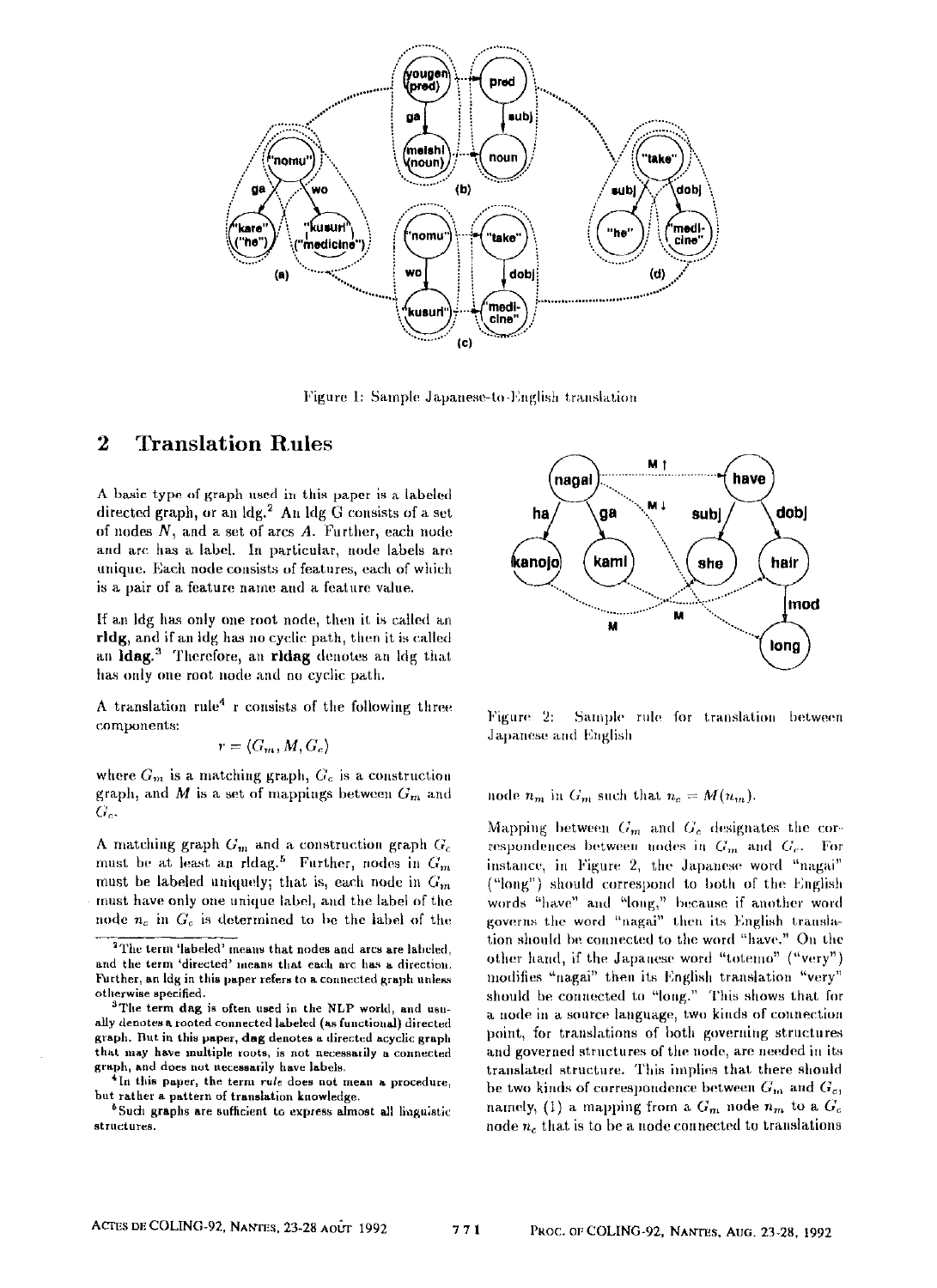Figure 1: Sample Japanese-to-English translation

## 2 Translation Rules

A basic type of graph used in this paper is a labeled directed graph, or an ldg.[2] An ldg G consists of a set of nodes $N$, and a set of arcs $A$. Further, each node and arc has a label. In particular, node labels are unique. Each node consists of features, each of which is a pair of a feature name and a feature value.

If an ldg has only one root node, then it is called an **rldg**, and if an ldg has no cyclic path, then it is called an **ldag**.[3] Therefore, an **rldag** denotes an ldg that has only one root node and no cyclic path.

A translation rule[4] r consists of the following three components:

$$r = \langle G_m, M, G_c \rangle$$

where $G_m$ is a matching graph, $G_c$ is a construction graph, and $M$ is a set of mappings between $G_m$ and $G_c$.

A matching graph $G_m$ and a construction graph $G_c$ must be at least an rldag.[5] Further, nodes in $G_m$ must be labeled uniquely; that is, each node in $G_m$ must have only one unique label, and the label of the node $n_c$ in $G_c$ is determined to be the label of the node $n_m$ in $G_m$ such that $n_c = M(n_m)$.

Figure 2: Sample rule for translation between Japanese and English

Mapping between $G_m$ and $G_c$ designates the correspondences between nodes in $G_m$ and $G_c$. For instance, in Figure 2, the Japanese word "nagai" ("long") should correspond to both of the English words "have" and "long," because if another word governs the word "nagai" then its English translation should be connected to the word "have." On the other hand, if the Japanese word "totemo" ("very") modifies "nagai" then its English translation "very" should be connected to "long." This shows that for a node in a source language, two kinds of connection point, for translations of both governing structures and governed structures of the node, are needed in its translated structure. This implies that there should be two kinds of correspondence between $G_m$ and $G_c$, namely, (1) a mapping from a $G_m$ node $n_m$ to a $G_c$ node $n_c$ that is to be a node connected to translations

[2] The term 'labeled' means that nodes and arcs are labeled, and the term 'directed' means that each arc has a direction. Further, an ldg in this paper refers to a connected graph unless otherwise specified.

[3] The term **dag** is often used in the NLP world, and usually denotes a rooted connected labeled (as functional) directed graph. But in this paper, **dag** denotes a directed acyclic graph that may have multiple roots, is not necessarily a connected graph, and does not necessarily have labels.

[4] In this paper, the term *rule* does not mean a procedure, but rather a pattern of translation knowledge.

[5] Such graphs are sufficient to express almost all linguistic structures.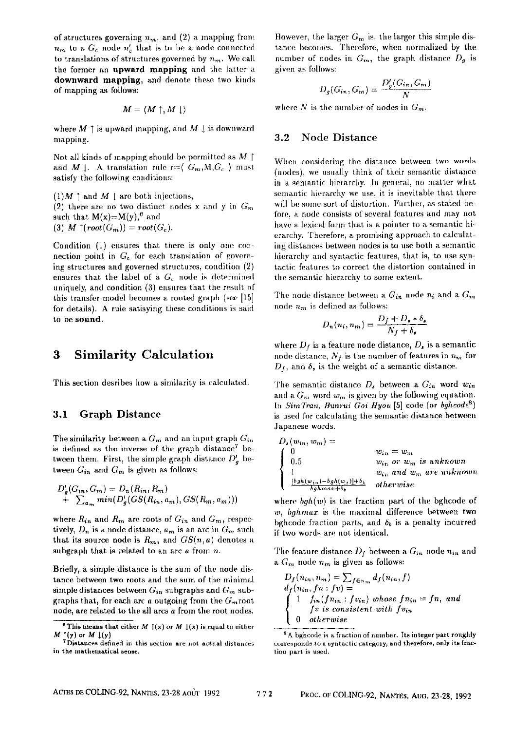of structures governing $n_m$, and (2) a mapping from $n_m$ to a $G_c$ node $n'_c$ that is to be a node connected to translations of structures governed by $n_m$. We call the former an **upward mapping** and the latter a **downward mapping**, and denote these two kinds of mapping as follows:

$$M = \langle M\uparrow, M\downarrow \rangle$$

where $M\uparrow$ is upward mapping, and $M\downarrow$ is downward mapping.

Not all kinds of mapping should be permitted as $M\uparrow$ and $M\downarrow$. A translation rule r=⟨ $G_m$,M,$G_c$ ⟩ must satisfy the following conditions:

(1) $M\uparrow$ and $M\downarrow$ are both injections,
(2) there are no two distinct nodes x and y in $G_m$ such that M(x)=M(y),[6] and
(3) $M\uparrow(root(G_m)) = root(G_c)$.

Condition (1) ensures that there is only one connection point in $G_c$ for each translation of governing structures and governed structures, condition (2) ensures that the label of a $G_c$ node is determined uniquely, and condition (3) ensures that the result of this transfer model becomes a rooted graph (see [15] for details). A rule satisying these conditions is said to be **sound**.

# 3 Similarity Calculation

This section desribes how a similarity is calculated.

## 3.1 Graph Distance

The similarity between a $G_m$ and an input graph $G_{in}$ is defined as the inverse of the graph distance[7] between them. First, the simple graph distance $D'_g$ between $G_{in}$ and $G_m$ is given as follows:

$$D'_g(G_{in}, G_m) = D_n(R_{in}, R_m) + \sum_{a_m} min(D'_g(GS(R_{in}, a_m), GS(R_m, a_m)))$$

where $R_{in}$ and $R_m$ are roots of $G_{in}$ and $G_m$, respectively, $D_n$ is a node distance, $a_m$ is an arc in $G_m$ such that its source node is $R_m$, and $GS(n, a)$ denotes a subgraph that is related to an arc $a$ from $n$.

Briefly, a simple distance is the sum of the node distance between two roots and the sum of the minimal simple distances between $G_{in}$ subgraphs and $G_m$ subgraphs that, for each arc $a$ outgoing from the $G_m$root node, are related to the all arcs $a$ from the root nodes.

However, the larger $G_m$ is, the larger this simple distance becomes. Therefore, when normalized by the number of nodes in $G_m$, the graph distance $D_g$ is given as follows:

$$D_g(G_{in}, G_m) = \frac{D'_g(G_{in}, G_m)}{N}$$

where $N$ is the number of nodes in $G_m$.

## 3.2 Node Distance

When considering the distance between two words (nodes), we usually think of their semantic distance in a semantic hierarchy. In general, no matter what semantic hierarchy we use, it is inevitable that there will be some sort of distortion. Further, as stated before, a node consists of several features and may not have a lexical form that is a pointer to a semantic hierarchy. Therefore, a promising approach to calculating distances between nodes is to use both a semantic hierarchy and syntactic features, that is, to use syntactic features to correct the distortion contained in the semantic hierarchy to some extent.

The node distance between a $G_{in}$ node $n_i$ and a $G_m$ node $n_m$ is defined as follows:

$$D_n(n_i, n_m) = \frac{D_f + D_s * \delta_s}{N_f + \delta_s}$$

where $D_f$ is a feature node distance, $D_s$ is a semantic node distance, $N_f$ is the number of features in $n_m$ for $D_f$, and $\delta_s$ is the weight of a semantic distance.

The semantic distance $D_s$ between a $G_{in}$ word $w_{in}$ and a $G_m$ word $w_m$ is given by the following equation. In *SimTran, Bunrui Goi Hyou* [5] code (or *bghcode*[8]) is used for calculating the semantic distance between Japanese words.

$$D_s(w_{in}, w_m) = \begin{cases} 0 & w_{in} = w_m \\ 0.5 & w_{in} \textit{ or } w_m \textit{ is unknown} \\ 1 & w_{in} \textit{ and } w_m \textit{ are unknown} \\ \frac{|bgh(w_{in}) - bgh(w_s)| + \delta_b}{bghmax + \delta_b} & \textit{otherwise} \end{cases}$$

where $bgh(w)$ is the fraction part of the bghcode of $w$, $bghmax$ is the maximal difference between two bghcode fraction parts, and $\delta_b$ is a penalty incurred if two words are not identical.

The feature distance $D_f$ between a $G_{in}$ node $n_{in}$ and a $G_m$ node $n_m$ is given as follows:

$$D_f(n_{in}, n_m) = \sum_{f \in n_m} d_f(n_{in}, f)$$

$$d_f(n_{in}, fn : fv) = \begin{cases} 1 & f_{in}(fn_{in} : fv_{in}) \textit{ whose } fn_{in} = fn, \textit{ and } \\ & fv \textit{ is consistent with } fv_{in} \\ 0 & \textit{otherwise} \end{cases}$$

[6] This means that either $M\uparrow(x)$ or $M\downarrow(x)$ is equal to either $M\uparrow(y)$ or $M\downarrow(y)$

[7] Distances defined in this section are not actual distances in the mathematical sense.

[8] A bghcode is a fraction of number. Its integer part roughly corresponds to a syntactic category, and therefore, only its fraction part is used.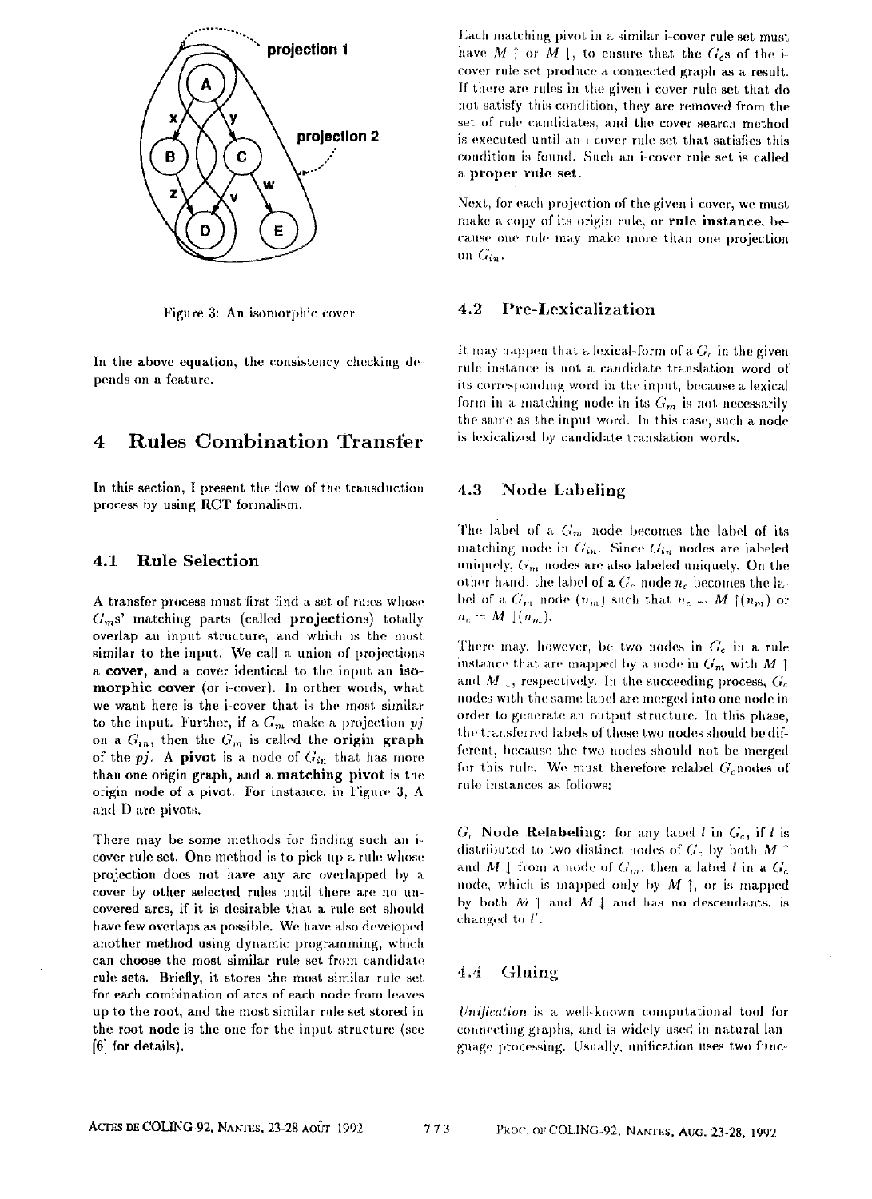Figure 3: An isomorphic cover

In the above equation, the consistency checking depends on a feature.

# 4 Rules Combination Transfer

In this section, I present the flow of the transduction process by using RCT formalism.

## 4.1 Rule Selection

A transfer process must first find a set of rules whose $G_m$s' matching parts (called **projections**) totally overlap an input structure, and which is the most similar to the input. We call a union of projections a **cover**, and a cover identical to the input an **isomorphic cover** (or i-cover). In orther words, what we want here is the i-cover that is the most similar to the input. Further, if a $G_m$ make a projection $pj$ on a $G_{in}$, then the $G_m$ is called the **origin graph** of the $pj$. A **pivot** is a node of $G_{in}$ that has more than one origin graph, and a **matching pivot** is the origin node of a pivot. For instance, in Figure 3, A and D are pivots.

There may be some methods for finding such an i-cover rule set. One method is to pick up a rule whose projection does not have any arc overlapped by a cover by other selected rules until there are no uncovered arcs, if it is desirable that a rule set should have few overlaps as possible. We have also developed another method using dynamic programming, which can choose the most similar rule set from candidate rule sets. Briefly, it stores the most similar rule set for each combination of arcs of each node from leaves up to the root, and the most similar rule set stored in the root node is the one for the input structure (see [6] for details).

Each matching pivot in a similar i-cover rule set must have $M \uparrow$ or $M \downarrow$, to ensure that the $G_c$s of the i-cover rule set produce a connected graph as a result. If there are rules in the given i-cover rule set that do not satisfy this condition, they are removed from the set of rule candidates, and the cover search method is executed until an i-cover rule set that satisfies this condition is found. Such an i-cover rule set is called a **proper rule set**.

Next, for each projection of the given i-cover, we must make a copy of its origin rule, or **rule instance**, because one rule may make more than one projection on $G_{in}$.

## 4.2 Pre-Lexicalization

It may happen that a lexical-form of a $G_c$ in the given rule instance is not a candidate translation word of its corresponding word in the input, because a lexical form in a matching node in its $G_m$ is not necessarily the same as the input word. In this case, such a node is lexicalized by candidate translation words.

## 4.3 Node Labeling

The label of a $G_m$ node becomes the label of its matching node in $G_{in}$. Since $G_{in}$ nodes are labeled uniquely, $G_m$ nodes are also labeled uniquely. On the other hand, the label of a $G_c$ node $n_c$ becomes the label of a $G_m$ node ($n_m$) such that $n_c = M \uparrow(n_m)$ or $n_c = M \downarrow(n_m)$.

There may, however, be two nodes in $G_c$ in a rule instance that are mapped by a node in $G_m$ with $M \uparrow$ and $M \downarrow$, respectively. In the succeeding process, $G_c$ nodes with the same label are merged into one node in order to generate an output structure. In this phase, the transferred labels of these two nodes should be different, because the two nodes should not be merged for this rule. We must therefore relabel $G_c$nodes of rule instances as follows:

**$G_c$ Node Relabeling:** for any label $l$ in $G_c$, if $l$ is distributed to two distinct nodes of $G_c$ by both $M \uparrow$ and $M \downarrow$ from a node of $G_m$, then a label $l$ in a $G_c$ node, which is mapped only by $M \uparrow$, or is mapped by both $M \uparrow$ and $M \downarrow$ and has no descendants, is changed to $l'$.

## 4.4 Gluing

*Unification* is a well-known computational tool for connecting graphs, and is widely used in natural language processing. Usually, unification uses two func-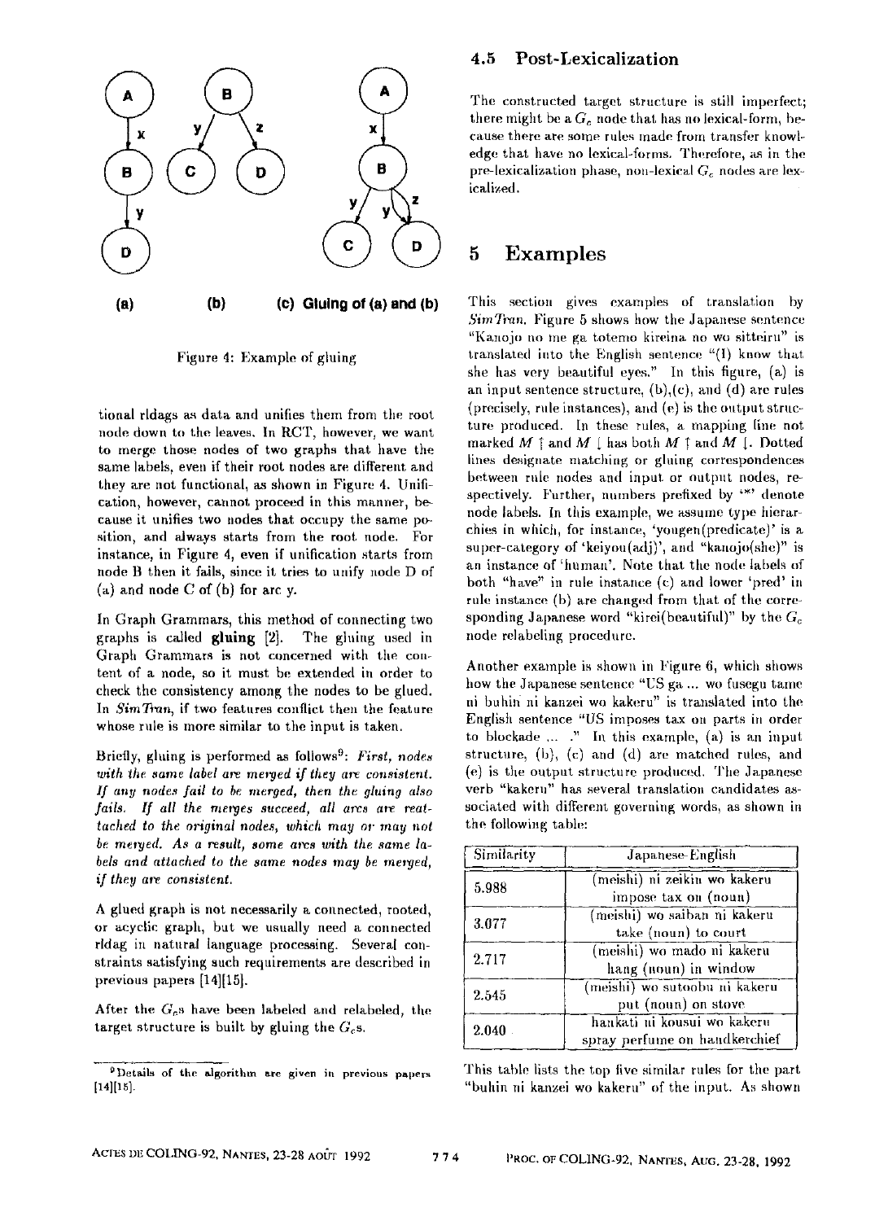(a) (b) (c) Gluing of (a) and (b)

Figure 4: Example of gluing

tional rldags as data and unifies them from the root node down to the leaves. In RCT, however, we want to merge those nodes of two graphs that have the same labels, even if their root nodes are different and they are not functional, as shown in Figure 4. Unification, however, cannot proceed in this manner, because it unifies two nodes that occupy the same position, and always starts from the root node. For instance, in Figure 4, even if unification starts from node B then it fails, since it tries to unify node D of (a) and node C of (b) for arc y.

In Graph Grammars, this method of connecting two graphs is called **gluing** [2]. The gluing used in Graph Grammars is not concerned with the content of a node, so it must be extended in order to check the consistency among the nodes to be glued. In *SimTran*, if two features conflict then the feature whose rule is more similar to the input is taken.

Briefly, gluing is performed as follows[9]: *First, nodes with the same label are merged if they are consistent. If any nodes fail to be merged, then the gluing also fails. If all the merges succeed, all arcs are reattached to the original nodes, which may or may not be merged. As a result, some arcs with the same labels and attached to the same nodes may be merged, if they are consistent.*

A glued graph is not necessarily a connected, rooted, or acyclic graph, but we usually need a connected rldag in natural language processing. Several constraints satisfying such requirements are described in previous papers [14][15].

After the $G_c$s have been labeled and relabeled, the target structure is built by gluing the $G_c$s.

[9] Details of the algorithm are given in previous papers [14][15].

### 4.5 Post-Lexicalization

The constructed target structure is still imperfect; there might be a $G_c$ node that has no lexical-form, because there are some rules made from transfer knowledge that have no lexical-forms. Therefore, as in the pre-lexicalization phase, non-lexical $G_c$ nodes are lexicalized.

## 5 Examples

This section gives examples of translation by *SimTran*. Figure 5 shows how the Japanese sentence "Kanojo no me ga totemo kireina no wo sitteiru" is translated into the English sentence "(I) know that she has very beautiful eyes." In this figure, (a) is an input sentence structure, (b),(c), and (d) are rules (precisely, rule instances), and (e) is the output structure produced. In these rules, a mapping line not marked $M\uparrow$ and $M\downarrow$ has both $M\uparrow$ and $M\downarrow$. Dotted lines designate matching or gluing correspondences between rule nodes and input or output nodes, respectively. Further, numbers prefixed by '*' denote node labels. In this example, we assume type hierarchies in which, for instance, 'yougen(predicate)' is a super-category of 'keiyou(adj)', and "kanojo(she)" is an instance of 'human'. Note that the node labels of both "have" in rule instance (c) and lower 'pred' in rule instance (b) are changed from that of the corresponding Japanese word "kirei(beautiful)" by the $G_c$ node relabeling procedure.

Another example is shown in Figure 6, which shows how the Japanese sentence "US ga ... wo fusegu tame ni buhin ni kanzei wo kakeru" is translated into the English sentence "US imposes tax on parts in order to blockade ... ." In this example, (a) is an input structure, (b), (c) and (d) are matched rules, and (e) is the output structure produced. The Japanese verb "kakeru" has several translation candidates associated with different governing words, as shown in the following table:

| Similarity | Japanese-English |
|---|---|
| 5.988 | (meishi) ni zeikin wo kakeru<br>impose tax on (noun) |
| 3.077 | (meishi) wo saiban ni kakeru<br>take (noun) to court |
| 2.717 | (meishi) wo mado ni kakeru<br>hang (noun) in window |
| 2.545 | (meishi) wo sutoobu ni kakeru<br>put (noun) on stove |
| 2.040 | hankati ni kousui wo kakeru<br>spray perfume on handkerchief |

This table lists the top five similar rules for the part "buhin ni kanzei wo kakeru" of the input. As shown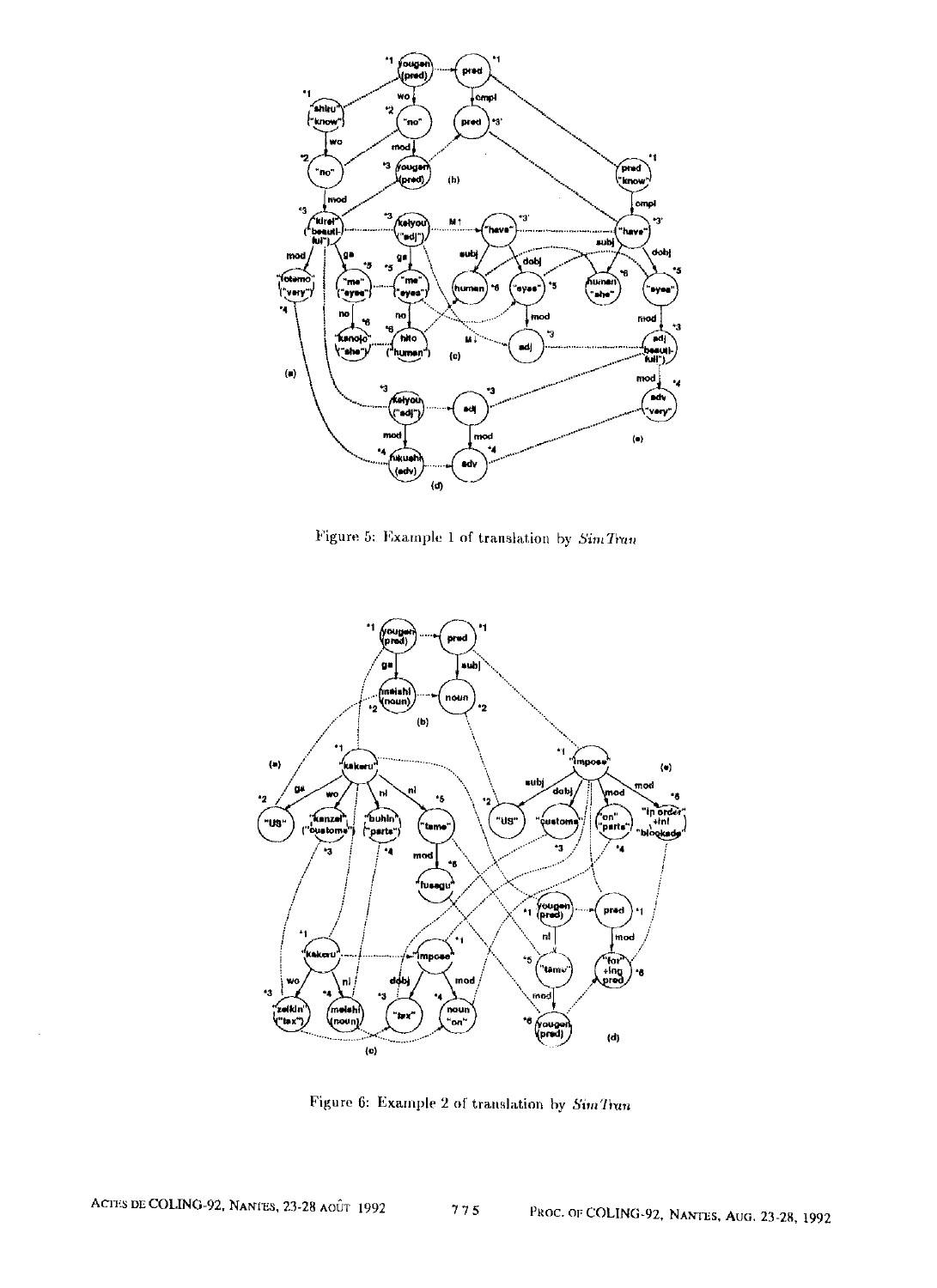Figure 5: Example 1 of translation by *SimTran*

Figure 6: Example 2 of translation by *SimTran*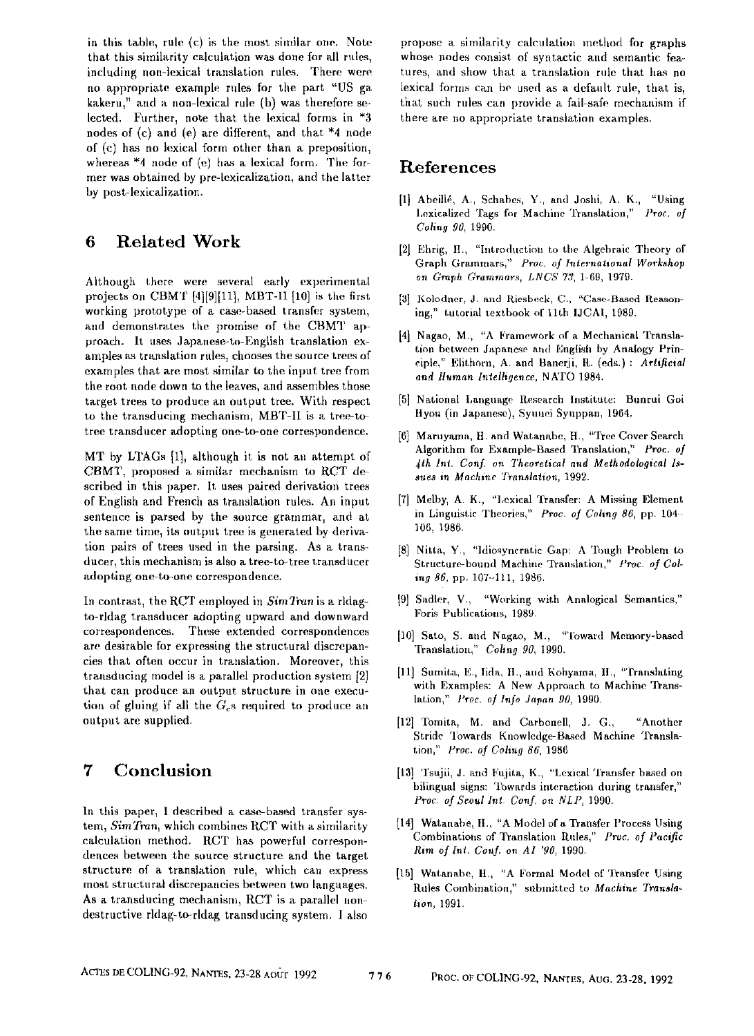in this table, rule (c) is the most similar one. Note that this similarity calculation was done for all rules, including non-lexical translation rules. There were no appropriate example rules for the part "US ga kakeru," and a non-lexical rule (b) was therefore selected. Further, note that the lexical forms in *3 nodes of (c) and (e) are different, and that *4 node of (c) has no lexical form other than a preposition, whereas *4 node of (e) has a lexical form. The former was obtained by pre-lexicalization, and the latter by post-lexicalization.

## 6 Related Work

Although there were several early experimental projects on CBMT [4][9][11], MBT-II [10] is the first working prototype of a case-based transfer system, and demonstrates the promise of the CBMT approach. It uses Japanese-to-English translation examples as translation rules, chooses the source trees of examples that are most similar to the input tree from the root node down to the leaves, and assembles those target trees to produce an output tree. With respect to the transducing mechanism, MBT-II is a tree-to-tree transducer adopting one-to-one correspondence.

MT by LTAGs [1], although it is not an attempt of CBMT, proposed a similar mechanism to RCT described in this paper. It uses paired derivation trees of English and French as translation rules. An input sentence is parsed by the source grammar, and at the same time, its output tree is generated by derivation pairs of trees used in the parsing. As a transducer, this mechanism is also a tree-to-tree transducer adopting one-to-one correspondence.

In contrast, the RCT employed in *SimTran* is a rldag-to-rldag transducer adopting upward and downward correspondences. These extended correspondences are desirable for expressing the structural discrepancies that often occur in translation. Moreover, this transducing model is a parallel production system [2] that can produce an output structure in one execution of gluing if all the $G_c$s required to produce an output are supplied.

## 7 Conclusion

In this paper, I described a case-based transfer system, *SimTran*, which combines RCT with a similarity calculation method. RCT has powerful correspondences between the source structure and the target structure of a translation rule, which can express most structural discrepancies between two languages. As a transducing mechanism, RCT is a parallel nondestructive rldag-to-rldag transducing system. I also propose a similarity calculation method for graphs whose nodes consist of syntactic and semantic features, and show that a translation rule that has no lexical forms can be used as a default rule, that is, that such rules can provide a fail-safe mechanism if there are no appropriate translation examples.

## References

[1] Abeillé, A., Schabes, Y., and Joshi, A. K., "Using Lexicalized Tags for Machine Translation," *Proc. of Coling 90*, 1990.

[2] Ehrig, H., "Introduction to the Algebraic Theory of Graph Grammars," *Proc. of International Workshop on Graph Grammars, LNCS 73*, 1-69, 1979.

[3] Kolodner, J. and Riesbeck, C., "Case-Based Reasoning," tutorial textbook of 11th IJCAI, 1989.

[4] Nagao, M., "A Framework of a Mechanical Translation between Japanese and English by Analogy Principle," Elithorn, A. and Banerji, R. (eds.) : *Artificial and Human Intelligence*, NATO 1984.

[5] National Language Research Institute: Bunrui Goi Hyou (in Japanese), Syuuei Syuppan, 1964.

[6] Maruyama, H. and Watanabe, H., "Tree Cover Search Algorithm for Example-Based Translation," *Proc. of 4th Int. Conf. on Theoretical and Methodological Issues in Machine Translation*, 1992.

[7] Melby, A. K., "Lexical Transfer: A Missing Element in Linguistic Theories," *Proc. of Coling 86*, pp. 104-106, 1986.

[8] Nitta, Y., "Idiosyncratic Gap: A Tough Problem to Structure-bound Machine Translation," *Proc. of Coling 86*, pp. 107-111, 1986.

[9] Sadler, V., "Working with Analogical Semantics," Foris Publications, 1989.

[10] Sato, S. and Nagao, M., "Toward Memory-based Translation," *Coling 90*, 1990.

[11] Sumita, E., Iida, H., and Kohyama, H., "Translating with Examples: A New Approach to Machine Translation," *Proc. of Info Japan 90*, 1990.

[12] Tomita, M. and Carbonell, J. G., "Another Stride Towards Knowledge-Based Machine Translation," *Proc. of Coling 86*, 1986

[13] Tsujii, J. and Fujita, K., "Lexical Transfer based on bilingual signs: Towards interaction during transfer," *Proc. of Seoul Int. Conf. on NLP*, 1990.

[14] Watanabe, H., "A Model of a Transfer Process Using Combinations of Translation Rules," *Proc. of Pacific Rim of Int. Conf. on AI '90*, 1990.

[15] Watanabe, H., "A Formal Model of Transfer Using Rules Combination," submitted to *Machine Translation*, 1991.